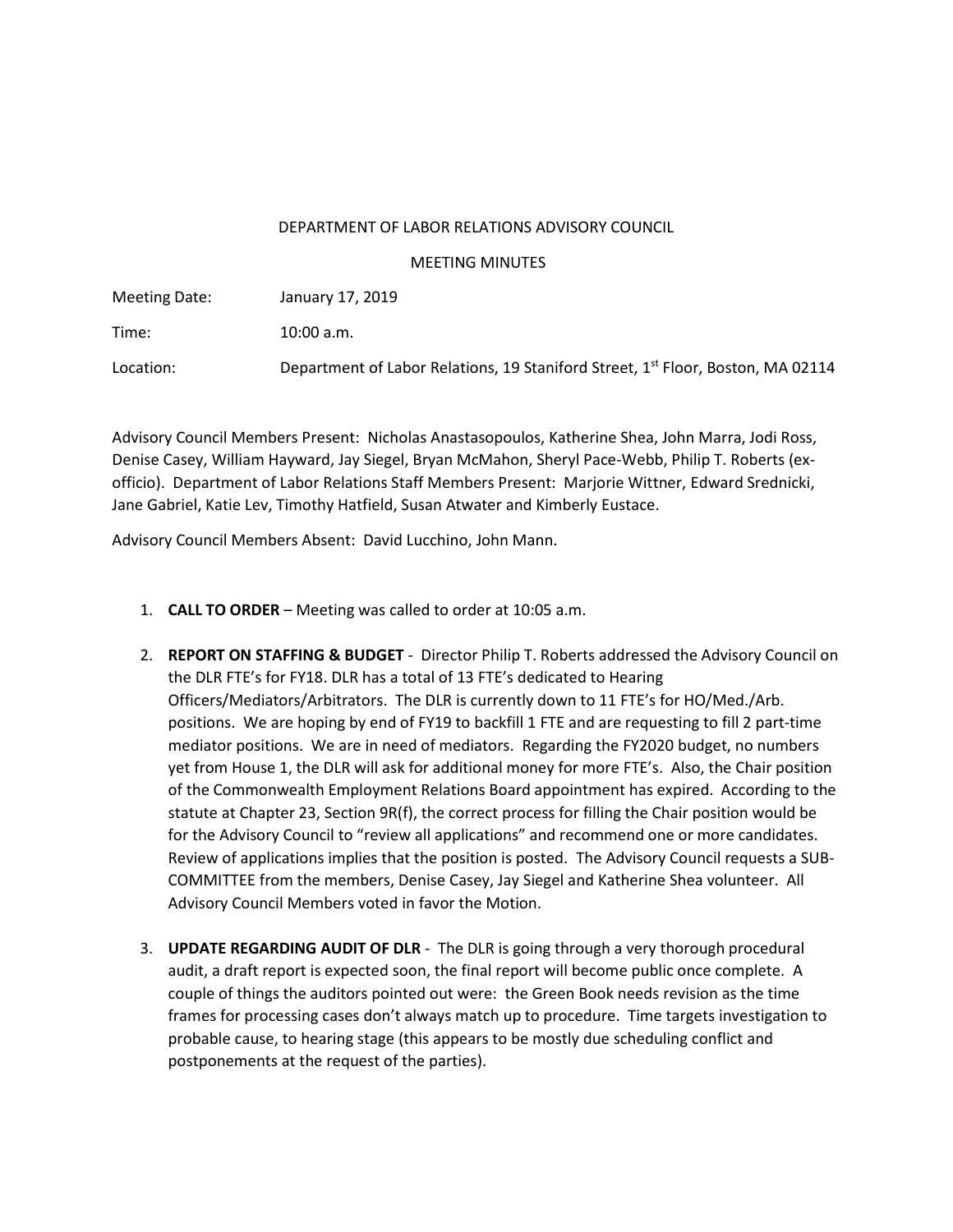DEPARTMENT OF LABOR RELATIONS ADVISORY COUNCIL

MEETING MINUTES

Meeting Date: January 17, 2019

Time: 10:00 a.m.

Location: Department of Labor Relations, 19 Staniford Street, 1st Floor, Boston, MA 02114

Advisory Council Members Present: Nicholas Anastasopoulos, Katherine Shea, John Marra, Jodi Ross, Denise Casey, William Hayward, Jay Siegel, Bryan McMahon, Sheryl Pace-Webb, Philip T. Roberts (ex-officio). Department of Labor Relations Staff Members Present: Marjorie Wittner, Edward Srednicki, Jane Gabriel, Katie Lev, Timothy Hatfield, Susan Atwater and Kimberly Eustace.

Advisory Council Members Absent: David Lucchino, John Mann.

1. **CALL TO ORDER** – Meeting was called to order at 10:05 a.m.

2. **REPORT ON STAFFING & BUDGET** - Director Philip T. Roberts addressed the Advisory Council on the DLR FTE's for FY18. DLR has a total of 13 FTE's dedicated to Hearing Officers/Mediators/Arbitrators. The DLR is currently down to 11 FTE's for HO/Med./Arb. positions. We are hoping by end of FY19 to backfill 1 FTE and are requesting to fill 2 part-time mediator positions. We are in need of mediators. Regarding the FY2020 budget, no numbers yet from House 1, the DLR will ask for additional money for more FTE's. Also, the Chair position of the Commonwealth Employment Relations Board appointment has expired. According to the statute at Chapter 23, Section 9R(f), the correct process for filling the Chair position would be for the Advisory Council to "review all applications" and recommend one or more candidates. Review of applications implies that the position is posted. The Advisory Council requests a SUB-COMMITTEE from the members, Denise Casey, Jay Siegel and Katherine Shea volunteer. All Advisory Council Members voted in favor the Motion.

3. **UPDATE REGARDING AUDIT OF DLR** - The DLR is going through a very thorough procedural audit, a draft report is expected soon, the final report will become public once complete. A couple of things the auditors pointed out were: the Green Book needs revision as the time frames for processing cases don't always match up to procedure. Time targets investigation to probable cause, to hearing stage (this appears to be mostly due scheduling conflict and postponements at the request of the parties).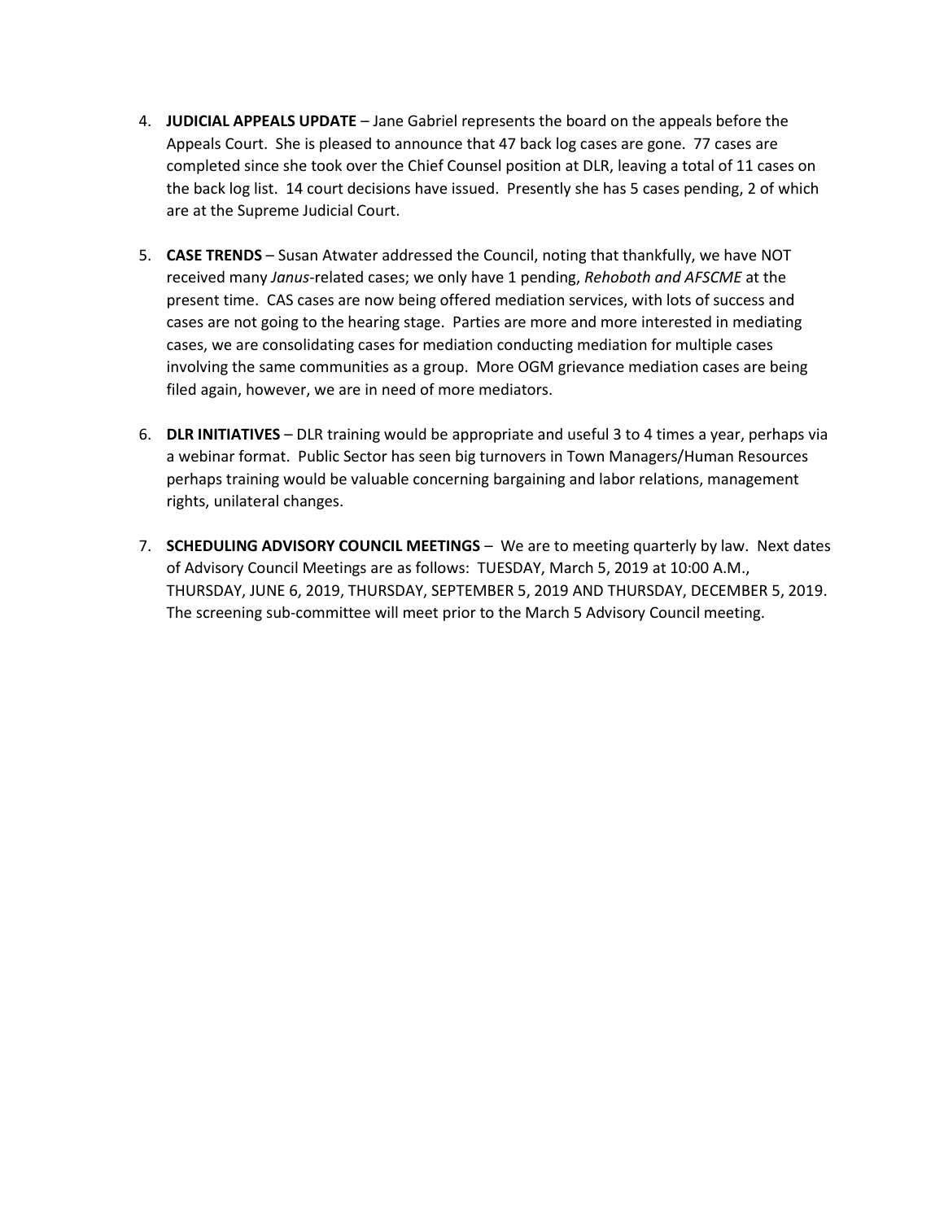4. **JUDICIAL APPEALS UPDATE** – Jane Gabriel represents the board on the appeals before the Appeals Court. She is pleased to announce that 47 back log cases are gone. 77 cases are completed since she took over the Chief Counsel position at DLR, leaving a total of 11 cases on the back log list. 14 court decisions have issued. Presently she has 5 cases pending, 2 of which are at the Supreme Judicial Court.

5. **CASE TRENDS** – Susan Atwater addressed the Council, noting that thankfully, we have NOT received many *Janus*-related cases; we only have 1 pending, *Rehoboth and AFSCME* at the present time. CAS cases are now being offered mediation services, with lots of success and cases are not going to the hearing stage. Parties are more and more interested in mediating cases, we are consolidating cases for mediation conducting mediation for multiple cases involving the same communities as a group. More OGM grievance mediation cases are being filed again, however, we are in need of more mediators.

6. **DLR INITIATIVES** – DLR training would be appropriate and useful 3 to 4 times a year, perhaps via a webinar format. Public Sector has seen big turnovers in Town Managers/Human Resources perhaps training would be valuable concerning bargaining and labor relations, management rights, unilateral changes.

7. **SCHEDULING ADVISORY COUNCIL MEETINGS** – We are to meeting quarterly by law. Next dates of Advisory Council Meetings are as follows: TUESDAY, March 5, 2019 at 10:00 A.M., THURSDAY, JUNE 6, 2019, THURSDAY, SEPTEMBER 5, 2019 AND THURSDAY, DECEMBER 5, 2019. The screening sub-committee will meet prior to the March 5 Advisory Council meeting.